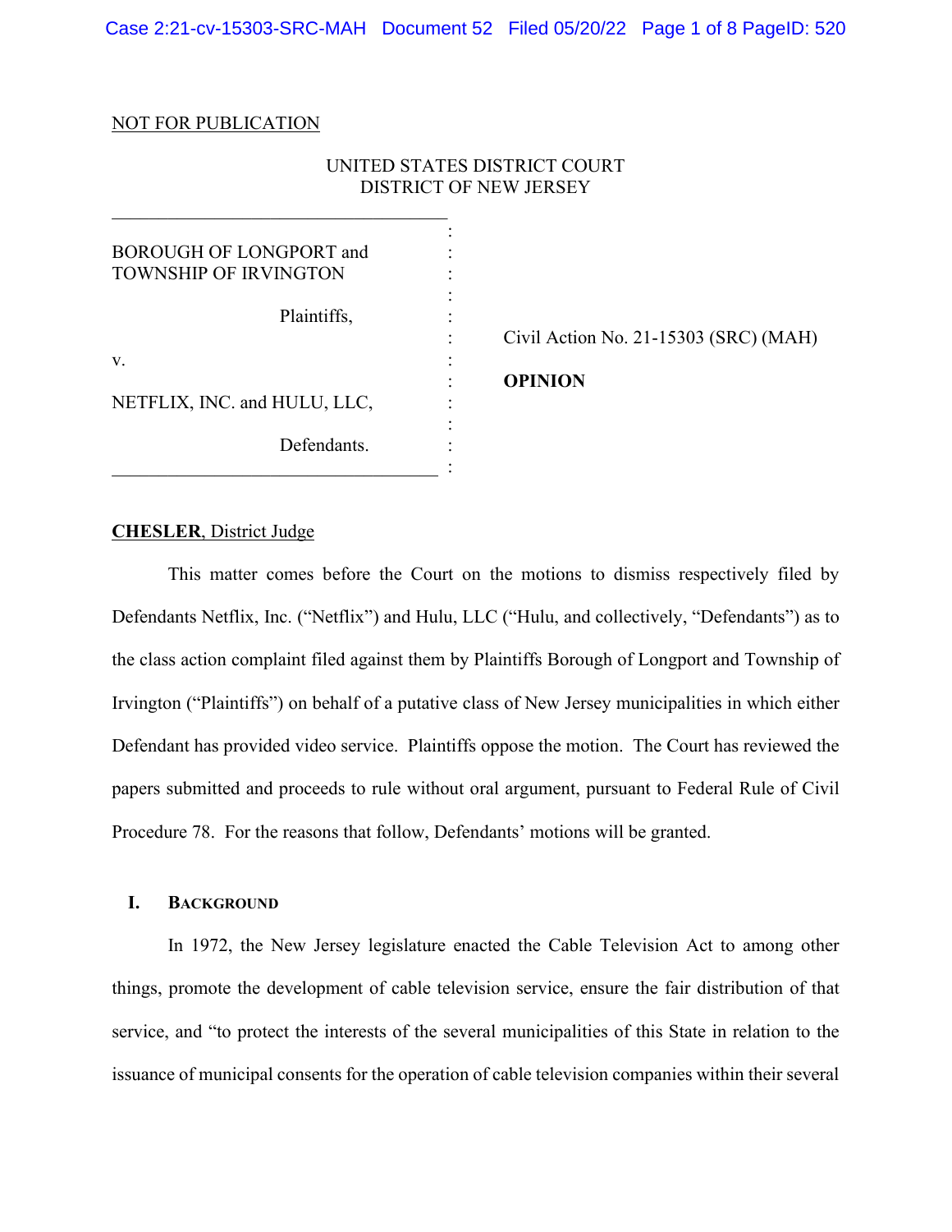NOT FOR PUBLICATION

UNITED STATES DISTRICT COURT
DISTRICT OF NEW JERSEY

BOROUGH OF LONGPORT and TOWNSHIP OF IRVINGTON

Plaintiffs,

v.

NETFLIX, INC. and HULU, LLC,

Defendants.

Civil Action No. 21-15303 (SRC) (MAH)

**OPINION**

**CHESLER**, District Judge

This matter comes before the Court on the motions to dismiss respectively filed by Defendants Netflix, Inc. ("Netflix") and Hulu, LLC ("Hulu, and collectively, "Defendants") as to the class action complaint filed against them by Plaintiffs Borough of Longport and Township of Irvington ("Plaintiffs") on behalf of a putative class of New Jersey municipalities in which either Defendant has provided video service. Plaintiffs oppose the motion. The Court has reviewed the papers submitted and proceeds to rule without oral argument, pursuant to Federal Rule of Civil Procedure 78. For the reasons that follow, Defendants' motions will be granted.

## I. BACKGROUND

In 1972, the New Jersey legislature enacted the Cable Television Act to among other things, promote the development of cable television service, ensure the fair distribution of that service, and "to protect the interests of the several municipalities of this State in relation to the issuance of municipal consents for the operation of cable television companies within their several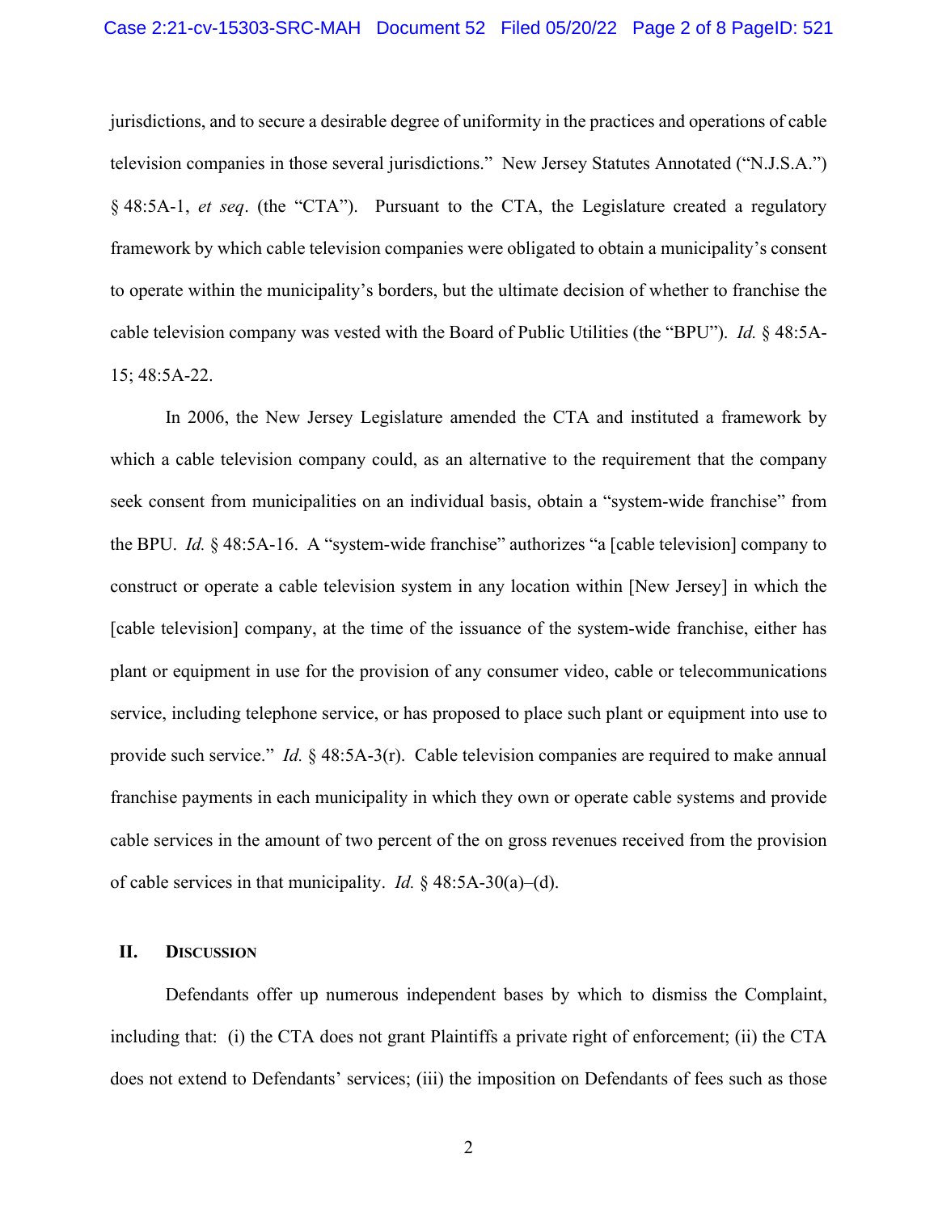jurisdictions, and to secure a desirable degree of uniformity in the practices and operations of cable television companies in those several jurisdictions." New Jersey Statutes Annotated ("N.J.S.A.") § 48:5A-1, *et seq*. (the "CTA"). Pursuant to the CTA, the Legislature created a regulatory framework by which cable television companies were obligated to obtain a municipality's consent to operate within the municipality's borders, but the ultimate decision of whether to franchise the cable television company was vested with the Board of Public Utilities (the "BPU"). *Id.* § 48:5A-15; 48:5A-22.

In 2006, the New Jersey Legislature amended the CTA and instituted a framework by which a cable television company could, as an alternative to the requirement that the company seek consent from municipalities on an individual basis, obtain a "system-wide franchise" from the BPU. *Id.* § 48:5A-16. A "system-wide franchise" authorizes "a [cable television] company to construct or operate a cable television system in any location within [New Jersey] in which the [cable television] company, at the time of the issuance of the system-wide franchise, either has plant or equipment in use for the provision of any consumer video, cable or telecommunications service, including telephone service, or has proposed to place such plant or equipment into use to provide such service." *Id.* § 48:5A-3(r). Cable television companies are required to make annual franchise payments in each municipality in which they own or operate cable systems and provide cable services in the amount of two percent of the on gross revenues received from the provision of cable services in that municipality. *Id.* § 48:5A-30(a)–(d).

## II. Discussion

Defendants offer up numerous independent bases by which to dismiss the Complaint, including that: (i) the CTA does not grant Plaintiffs a private right of enforcement; (ii) the CTA does not extend to Defendants' services; (iii) the imposition on Defendants of fees such as those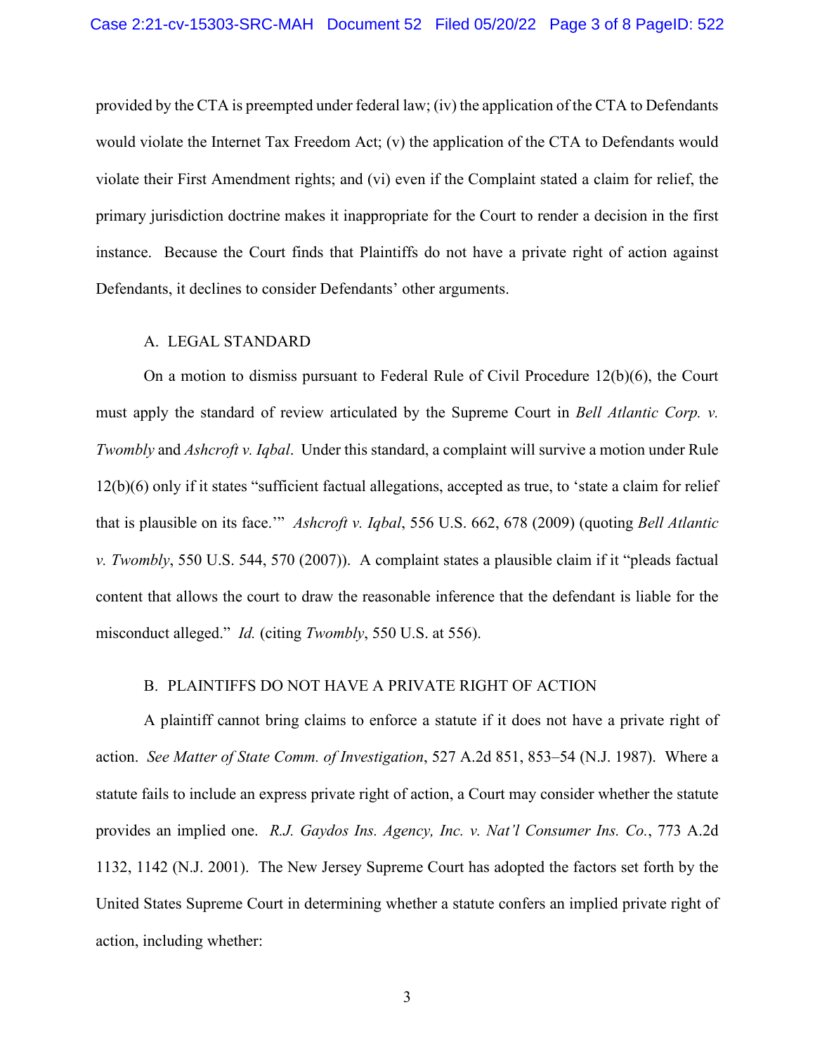provided by the CTA is preempted under federal law; (iv) the application of the CTA to Defendants would violate the Internet Tax Freedom Act; (v) the application of the CTA to Defendants would violate their First Amendment rights; and (vi) even if the Complaint stated a claim for relief, the primary jurisdiction doctrine makes it inappropriate for the Court to render a decision in the first instance. Because the Court finds that Plaintiffs do not have a private right of action against Defendants, it declines to consider Defendants' other arguments.

### A. LEGAL STANDARD

On a motion to dismiss pursuant to Federal Rule of Civil Procedure 12(b)(6), the Court must apply the standard of review articulated by the Supreme Court in *Bell Atlantic Corp. v. Twombly* and *Ashcroft v. Iqbal*. Under this standard, a complaint will survive a motion under Rule 12(b)(6) only if it states "sufficient factual allegations, accepted as true, to 'state a claim for relief that is plausible on its face.'" *Ashcroft v. Iqbal*, 556 U.S. 662, 678 (2009) (quoting *Bell Atlantic v. Twombly*, 550 U.S. 544, 570 (2007)). A complaint states a plausible claim if it "pleads factual content that allows the court to draw the reasonable inference that the defendant is liable for the misconduct alleged." *Id.* (citing *Twombly*, 550 U.S. at 556).

### B. PLAINTIFFS DO NOT HAVE A PRIVATE RIGHT OF ACTION

A plaintiff cannot bring claims to enforce a statute if it does not have a private right of action. *See Matter of State Comm. of Investigation*, 527 A.2d 851, 853–54 (N.J. 1987). Where a statute fails to include an express private right of action, a Court may consider whether the statute provides an implied one. *R.J. Gaydos Ins. Agency, Inc. v. Nat'l Consumer Ins. Co.*, 773 A.2d 1132, 1142 (N.J. 2001). The New Jersey Supreme Court has adopted the factors set forth by the United States Supreme Court in determining whether a statute confers an implied private right of action, including whether: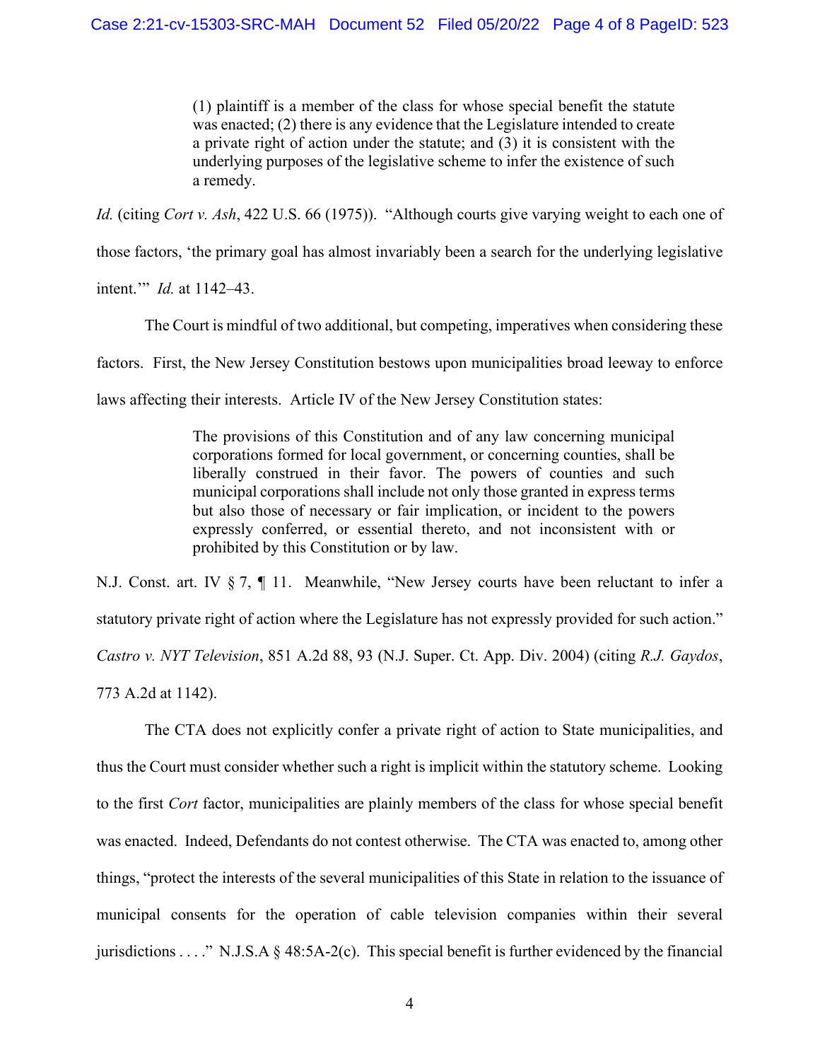> (1) plaintiff is a member of the class for whose special benefit the statute was enacted; (2) there is any evidence that the Legislature intended to create a private right of action under the statute; and (3) it is consistent with the underlying purposes of the legislative scheme to infer the existence of such a remedy.

*Id.* (citing *Cort v. Ash*, 422 U.S. 66 (1975)). "Although courts give varying weight to each one of those factors, 'the primary goal has almost invariably been a search for the underlying legislative intent.'" *Id.* at 1142–43.

The Court is mindful of two additional, but competing, imperatives when considering these factors. First, the New Jersey Constitution bestows upon municipalities broad leeway to enforce laws affecting their interests. Article IV of the New Jersey Constitution states:

> The provisions of this Constitution and of any law concerning municipal corporations formed for local government, or concerning counties, shall be liberally construed in their favor. The powers of counties and such municipal corporations shall include not only those granted in express terms but also those of necessary or fair implication, or incident to the powers expressly conferred, or essential thereto, and not inconsistent with or prohibited by this Constitution or by law.

N.J. Const. art. IV § 7, ¶ 11. Meanwhile, "New Jersey courts have been reluctant to infer a statutory private right of action where the Legislature has not expressly provided for such action." *Castro v. NYT Television*, 851 A.2d 88, 93 (N.J. Super. Ct. App. Div. 2004) (citing *R.J. Gaydos*, 773 A.2d at 1142).

The CTA does not explicitly confer a private right of action to State municipalities, and thus the Court must consider whether such a right is implicit within the statutory scheme. Looking to the first *Cort* factor, municipalities are plainly members of the class for whose special benefit was enacted. Indeed, Defendants do not contest otherwise. The CTA was enacted to, among other things, "protect the interests of the several municipalities of this State in relation to the issuance of municipal consents for the operation of cable television companies within their several jurisdictions . . . ." N.J.S.A § 48:5A-2(c). This special benefit is further evidenced by the financial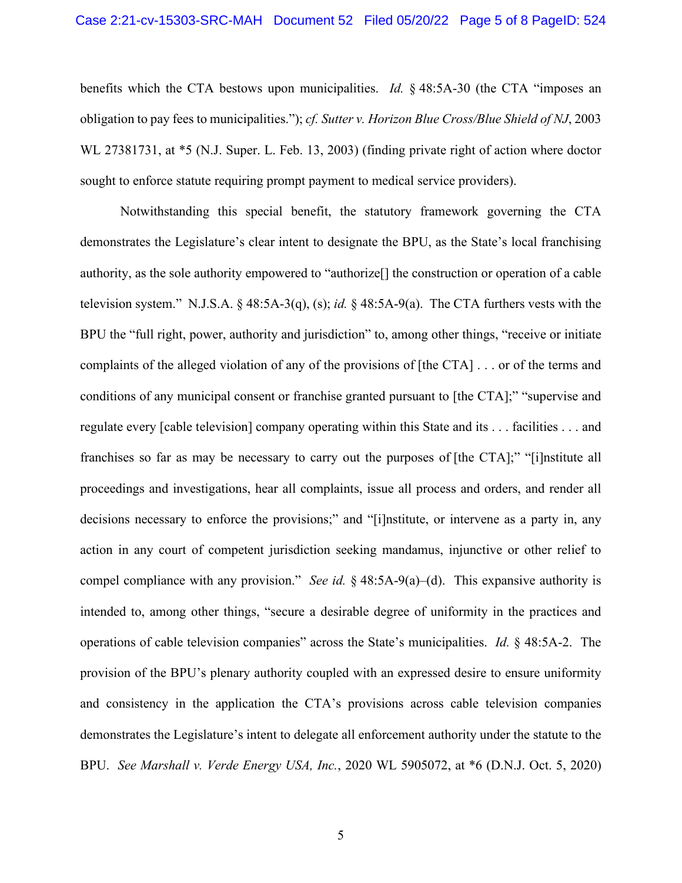benefits which the CTA bestows upon municipalities. *Id.* § 48:5A-30 (the CTA "imposes an obligation to pay fees to municipalities."); *cf. Sutter v. Horizon Blue Cross/Blue Shield of NJ*, 2003 WL 27381731, at *5 (N.J. Super. L. Feb. 13, 2003) (finding private right of action where doctor sought to enforce statute requiring prompt payment to medical service providers).

Notwithstanding this special benefit, the statutory framework governing the CTA demonstrates the Legislature's clear intent to designate the BPU, as the State's local franchising authority, as the sole authority empowered to "authorize[] the construction or operation of a cable television system." N.J.S.A. § 48:5A-3(q), (s); *id.* § 48:5A-9(a). The CTA furthers vests with the BPU the "full right, power, authority and jurisdiction" to, among other things, "receive or initiate complaints of the alleged violation of any of the provisions of [the CTA] . . . or of the terms and conditions of any municipal consent or franchise granted pursuant to [the CTA];" "supervise and regulate every [cable television] company operating within this State and its . . . facilities . . . and franchises so far as may be necessary to carry out the purposes of [the CTA];" "[i]nstitute all proceedings and investigations, hear all complaints, issue all process and orders, and render all decisions necessary to enforce the provisions;" and "[i]nstitute, or intervene as a party in, any action in any court of competent jurisdiction seeking mandamus, injunctive or other relief to compel compliance with any provision." *See id.* § 48:5A-9(a)–(d). This expansive authority is intended to, among other things, "secure a desirable degree of uniformity in the practices and operations of cable television companies" across the State's municipalities. *Id.* § 48:5A-2. The provision of the BPU's plenary authority coupled with an expressed desire to ensure uniformity and consistency in the application the CTA's provisions across cable television companies demonstrates the Legislature's intent to delegate all enforcement authority under the statute to the BPU. *See Marshall v. Verde Energy USA, Inc.*, 2020 WL 5905072, at *6 (D.N.J. Oct. 5, 2020)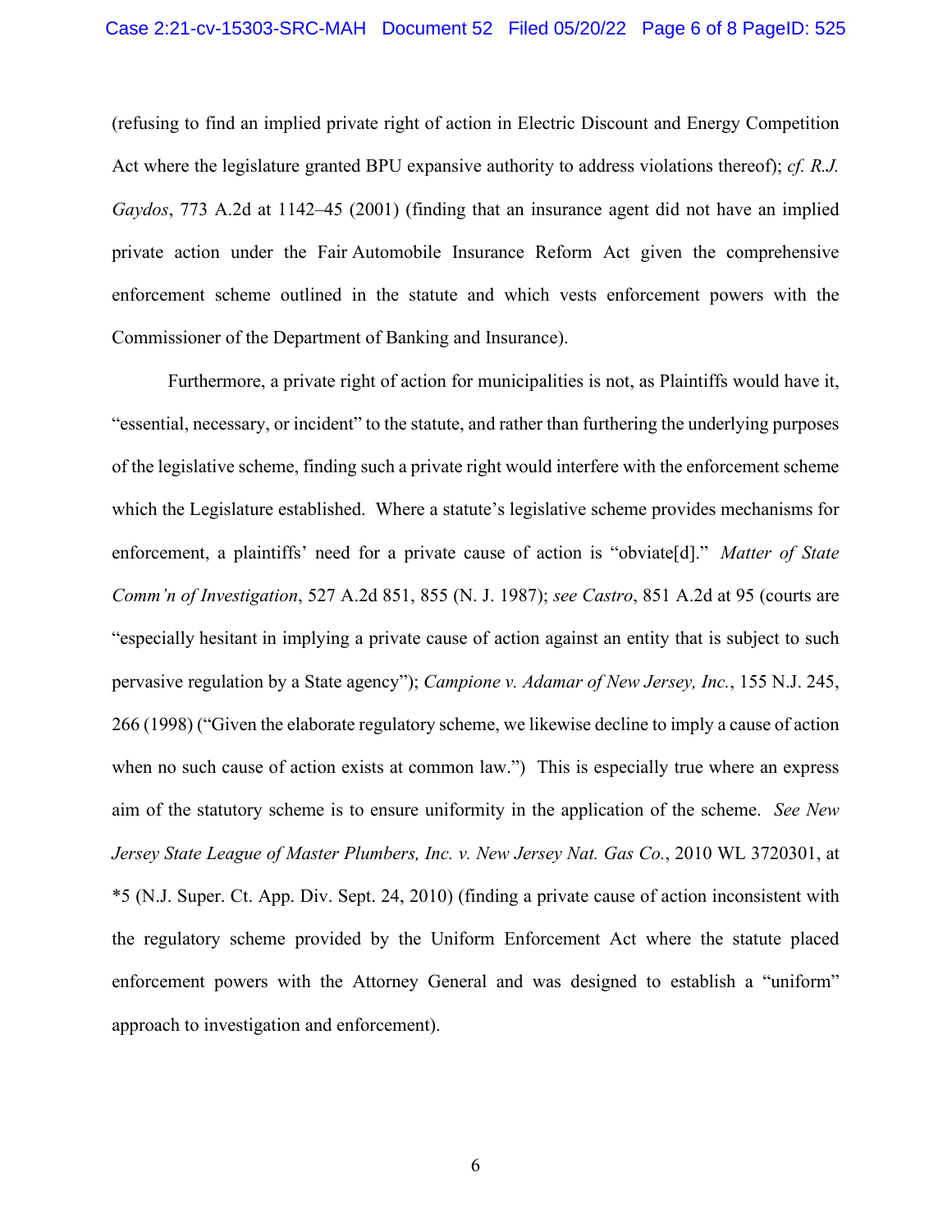(refusing to find an implied private right of action in Electric Discount and Energy Competition Act where the legislature granted BPU expansive authority to address violations thereof); *cf. R.J. Gaydos*, 773 A.2d at 1142–45 (2001) (finding that an insurance agent did not have an implied private action under the Fair Automobile Insurance Reform Act given the comprehensive enforcement scheme outlined in the statute and which vests enforcement powers with the Commissioner of the Department of Banking and Insurance).

Furthermore, a private right of action for municipalities is not, as Plaintiffs would have it, "essential, necessary, or incident" to the statute, and rather than furthering the underlying purposes of the legislative scheme, finding such a private right would interfere with the enforcement scheme which the Legislature established. Where a statute's legislative scheme provides mechanisms for enforcement, a plaintiffs' need for a private cause of action is "obviate[d]." *Matter of State Comm'n of Investigation*, 527 A.2d 851, 855 (N. J. 1987); *see Castro*, 851 A.2d at 95 (courts are "especially hesitant in implying a private cause of action against an entity that is subject to such pervasive regulation by a State agency"); *Campione v. Adamar of New Jersey, Inc.*, 155 N.J. 245, 266 (1998) ("Given the elaborate regulatory scheme, we likewise decline to imply a cause of action when no such cause of action exists at common law.") This is especially true where an express aim of the statutory scheme is to ensure uniformity in the application of the scheme. *See New Jersey State League of Master Plumbers, Inc. v. New Jersey Nat. Gas Co.*, 2010 WL 3720301, at *5 (N.J. Super. Ct. App. Div. Sept. 24, 2010) (finding a private cause of action inconsistent with the regulatory scheme provided by the Uniform Enforcement Act where the statute placed enforcement powers with the Attorney General and was designed to establish a "uniform" approach to investigation and enforcement).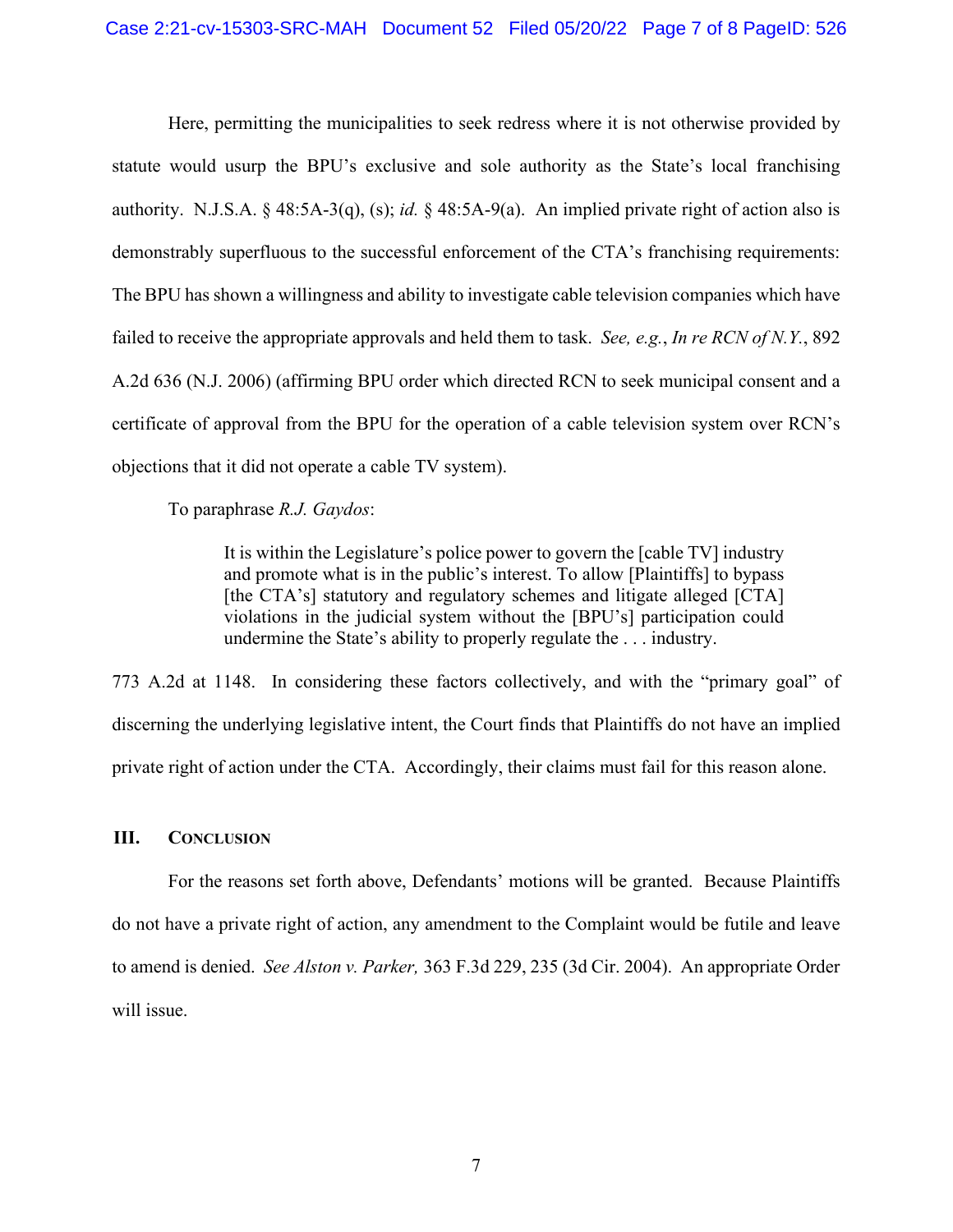Here, permitting the municipalities to seek redress where it is not otherwise provided by statute would usurp the BPU's exclusive and sole authority as the State's local franchising authority. N.J.S.A. § 48:5A-3(q), (s); *id.* § 48:5A-9(a). An implied private right of action also is demonstrably superfluous to the successful enforcement of the CTA's franchising requirements: The BPU has shown a willingness and ability to investigate cable television companies which have failed to receive the appropriate approvals and held them to task. *See, e.g.*, *In re RCN of N.Y.*, 892 A.2d 636 (N.J. 2006) (affirming BPU order which directed RCN to seek municipal consent and a certificate of approval from the BPU for the operation of a cable television system over RCN's objections that it did not operate a cable TV system).

To paraphrase *R.J. Gaydos*:

> It is within the Legislature's police power to govern the [cable TV] industry and promote what is in the public's interest. To allow [Plaintiffs] to bypass [the CTA's] statutory and regulatory schemes and litigate alleged [CTA] violations in the judicial system without the [BPU's] participation could undermine the State's ability to properly regulate the . . . industry.

773 A.2d at 1148. In considering these factors collectively, and with the "primary goal" of discerning the underlying legislative intent, the Court finds that Plaintiffs do not have an implied private right of action under the CTA. Accordingly, their claims must fail for this reason alone.

## III. Conclusion

For the reasons set forth above, Defendants' motions will be granted. Because Plaintiffs do not have a private right of action, any amendment to the Complaint would be futile and leave to amend is denied. *See Alston v. Parker,* 363 F.3d 229, 235 (3d Cir. 2004). An appropriate Order will issue.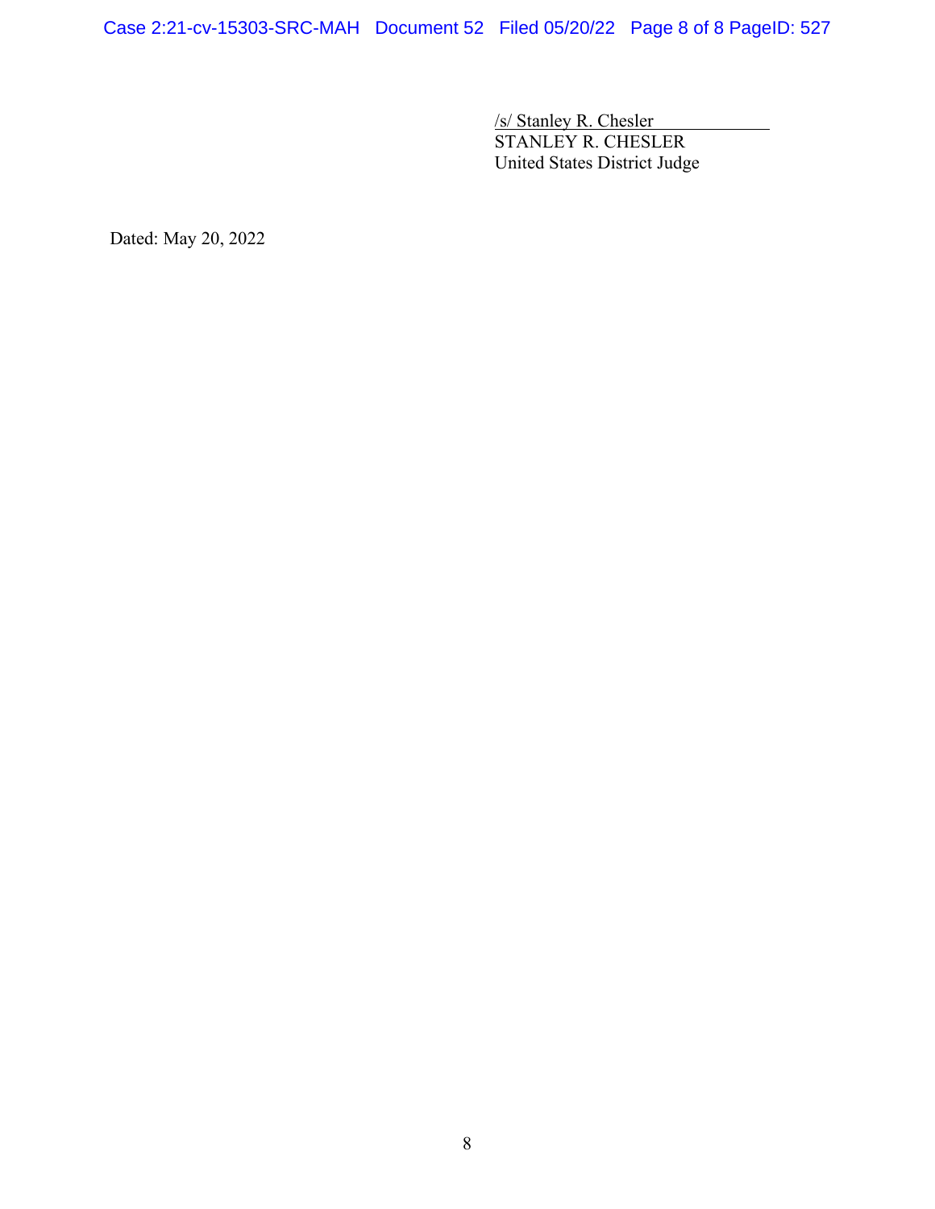/s/ Stanley R. Chesler
STANLEY R. CHESLER
United States District Judge

Dated: May 20, 2022